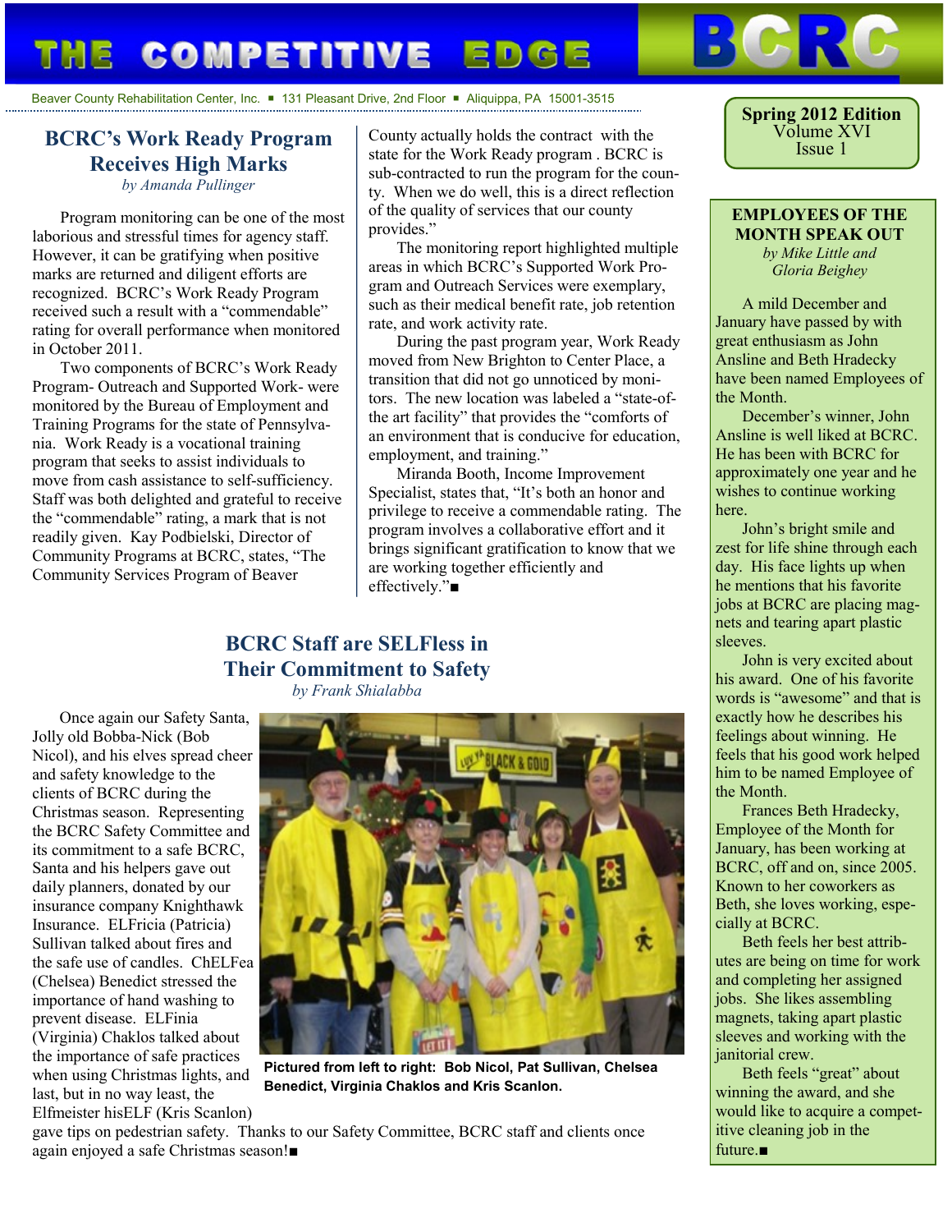# THE COMPETITIVE EDGE

BCRC

Beaver County Rehabilitation Center, Inc. ▪ 131 Pleasant Drive, 2nd Floor ▪ Aliquippa, PA 15001-3515

**Spring 2012 Edition**
Volume XVI
Issue 1

## BCRC's Work Ready Program Receives High Marks

*by Amanda Pullinger*

Program monitoring can be one of the most laborious and stressful times for agency staff. However, it can be gratifying when positive marks are returned and diligent efforts are recognized. BCRC's Work Ready Program received such a result with a "commendable" rating for overall performance when monitored in October 2011.

Two components of BCRC's Work Ready Program- Outreach and Supported Work- were monitored by the Bureau of Employment and Training Programs for the state of Pennsylvania. Work Ready is a vocational training program that seeks to assist individuals to move from cash assistance to self-sufficiency. Staff was both delighted and grateful to receive the "commendable" rating, a mark that is not readily given. Kay Podbielski, Director of Community Programs at BCRC, states, "The Community Services Program of Beaver County actually holds the contract with the state for the Work Ready program . BCRC is sub-contracted to run the program for the county. When we do well, this is a direct reflection of the quality of services that our county provides."

The monitoring report highlighted multiple areas in which BCRC's Supported Work Program and Outreach Services were exemplary, such as their medical benefit rate, job retention rate, and work activity rate.

During the past program year, Work Ready moved from New Brighton to Center Place, a transition that did not go unnoticed by monitors. The new location was labeled a "state-of-the art facility" that provides the "comforts of an environment that is conducive for education, employment, and training."

Miranda Booth, Income Improvement Specialist, states that, "It's both an honor and privilege to receive a commendable rating. The program involves a collaborative effort and it brings significant gratification to know that we are working together efficiently and effectively."■

## BCRC Staff are SELFless in Their Commitment to Safety

*by Frank Shialabba*

Once again our Safety Santa, Jolly old Bobba-Nick (Bob Nicol), and his elves spread cheer and safety knowledge to the clients of BCRC during the Christmas season. Representing the BCRC Safety Committee and its commitment to a safe BCRC, Santa and his helpers gave out daily planners, donated by our insurance company Knighthawk Insurance. ELFricia (Patricia) Sullivan talked about fires and the safe use of candles. ChELFea (Chelsea) Benedict stressed the importance of hand washing to prevent disease. ELFinia (Virginia) Chaklos talked about the importance of safe practices when using Christmas lights, and last, but in no way least, the Elfmeister hisELF (Kris Scanlon) gave tips on pedestrian safety. Thanks to our Safety Committee, BCRC staff and clients once again enjoyed a safe Christmas season!■

**Pictured from left to right: Bob Nicol, Pat Sullivan, Chelsea Benedict, Virginia Chaklos and Kris Scanlon.**

## EMPLOYEES OF THE MONTH SPEAK OUT

*by Mike Little and Gloria Beighey*

A mild December and January have passed by with great enthusiasm as John Ansline and Beth Hradecky have been named Employees of the Month.

December's winner, John Ansline is well liked at BCRC. He has been with BCRC for approximately one year and he wishes to continue working here.

John's bright smile and zest for life shine through each day. His face lights up when he mentions that his favorite jobs at BCRC are placing magnets and tearing apart plastic sleeves.

John is very excited about his award. One of his favorite words is "awesome" and that is exactly how he describes his feelings about winning. He feels that his good work helped him to be named Employee of the Month.

Frances Beth Hradecky, Employee of the Month for January, has been working at BCRC, off and on, since 2005. Known to her coworkers as Beth, she loves working, especially at BCRC.

Beth feels her best attributes are being on time for work and completing her assigned jobs. She likes assembling magnets, taking apart plastic sleeves and working with the janitorial crew.

Beth feels "great" about winning the award, and she would like to acquire a competitive cleaning job in the future.■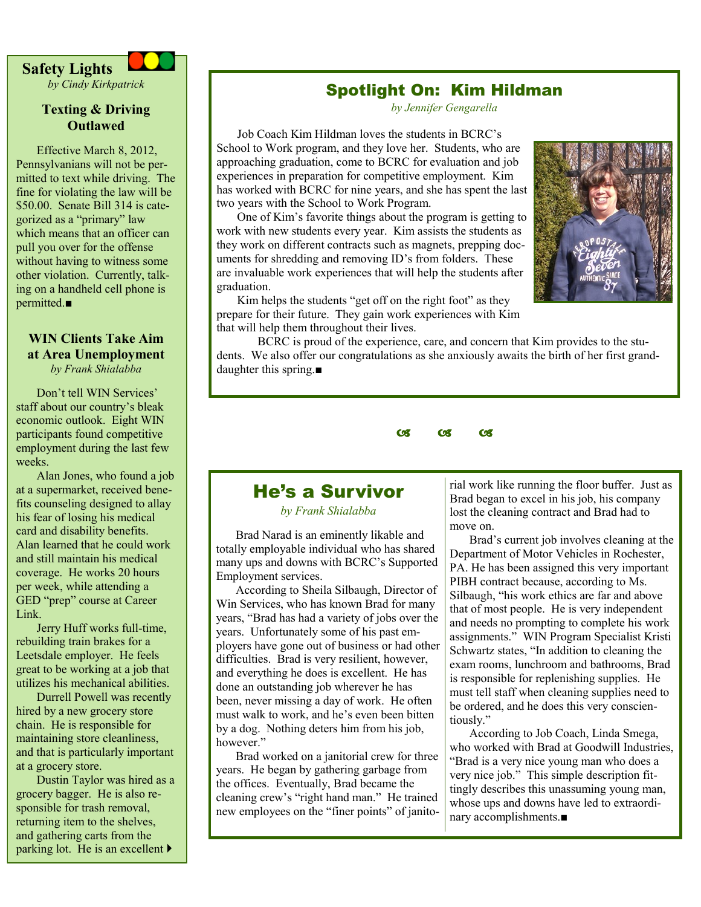## Safety Lights

*by Cindy Kirkpatrick*

### Texting & Driving Outlawed

Effective March 8, 2012, Pennsylvanians will not be permitted to text while driving. The fine for violating the law will be $50.00. Senate Bill 314 is categorized as a "primary" law which means that an officer can pull you over for the offense without having to witness some other violation. Currently, talking on a handheld cell phone is permitted.■

### WIN Clients Take Aim at Area Unemployment

*by Frank Shialabba*

Don't tell WIN Services' staff about our country's bleak economic outlook. Eight WIN participants found competitive employment during the last few weeks.

Alan Jones, who found a job at a supermarket, received benefits counseling designed to allay his fear of losing his medical card and disability benefits. Alan learned that he could work and still maintain his medical coverage. He works 20 hours per week, while attending a GED "prep" course at Career Link.

Jerry Huff works full-time, rebuilding train brakes for a Leetsdale employer. He feels great to be working at a job that utilizes his mechanical abilities.

Durrell Powell was recently hired by a new grocery store chain. He is responsible for maintaining store cleanliness, and that is particularly important at a grocery store.

Dustin Taylor was hired as a grocery bagger. He is also responsible for trash removal, returning item to the shelves, and gathering carts from the parking lot. He is an excellent ▸

## Spotlight On: Kim Hildman

*by Jennifer Gengarella*

Job Coach Kim Hildman loves the students in BCRC's School to Work program, and they love her. Students, who are approaching graduation, come to BCRC for evaluation and job experiences in preparation for competitive employment. Kim has worked with BCRC for nine years, and she has spent the last two years with the School to Work Program.

One of Kim's favorite things about the program is getting to work with new students every year. Kim assists the students as they work on different contracts such as magnets, prepping documents for shredding and removing ID's from folders. These are invaluable work experiences that will help the students after graduation.

Kim helps the students "get off on the right foot" as they prepare for their future. They gain work experiences with Kim that will help them throughout their lives.

BCRC is proud of the experience, care, and concern that Kim provides to the students. We also offer our congratulations as she anxiously awaits the birth of her first granddaughter this spring.■

## He's a Survivor

*by Frank Shialabba*

Brad Narad is an eminently likable and totally employable individual who has shared many ups and downs with BCRC's Supported Employment services.

According to Sheila Silbaugh, Director of Win Services, who has known Brad for many years, "Brad has had a variety of jobs over the years. Unfortunately some of his past employers have gone out of business or had other difficulties. Brad is very resilient, however, and everything he does is excellent. He has done an outstanding job wherever he has been, never missing a day of work. He often must walk to work, and he's even been bitten by a dog. Nothing deters him from his job, however."

Brad worked on a janitorial crew for three years. He began by gathering garbage from the offices. Eventually, Brad became the cleaning crew's "right hand man." He trained new employees on the "finer points" of janitorial work like running the floor buffer. Just as Brad began to excel in his job, his company lost the cleaning contract and Brad had to move on.

Brad's current job involves cleaning at the Department of Motor Vehicles in Rochester, PA. He has been assigned this very important PIBH contract because, according to Ms. Silbaugh, "his work ethics are far and above that of most people. He is very independent and needs no prompting to complete his work assignments." WIN Program Specialist Kristi Schwartz states, "In addition to cleaning the exam rooms, lunchroom and bathrooms, Brad is responsible for replenishing supplies. He must tell staff when cleaning supplies need to be ordered, and he does this very conscientiously."

According to Job Coach, Linda Smega, who worked with Brad at Goodwill Industries, "Brad is a very nice young man who does a very nice job." This simple description fittingly describes this unassuming young man, whose ups and downs have led to extraordinary accomplishments.■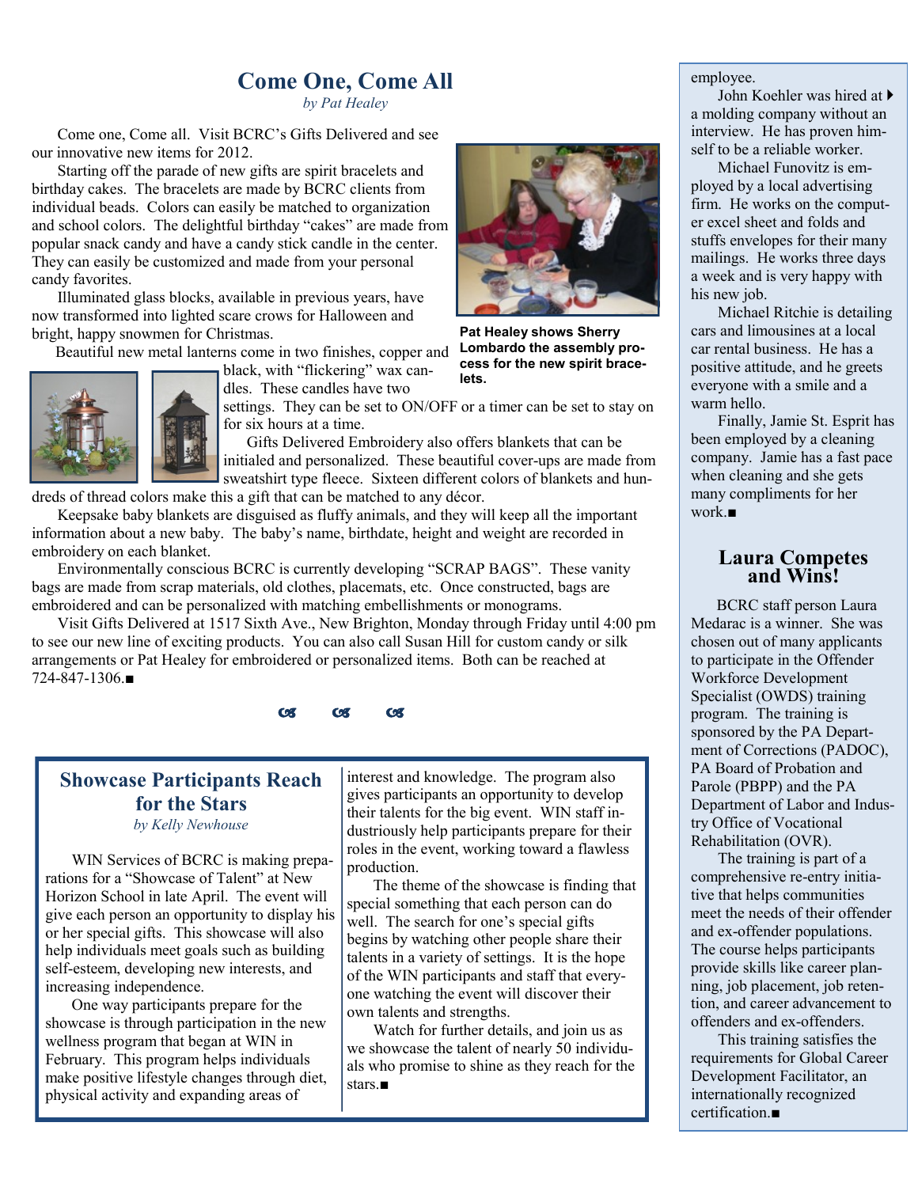## Come One, Come All

*by Pat Healey*

Come one, Come all. Visit BCRC's Gifts Delivered and see our innovative new items for 2012.

Starting off the parade of new gifts are spirit bracelets and birthday cakes. The bracelets are made by BCRC clients from individual beads. Colors can easily be matched to organization and school colors. The delightful birthday "cakes" are made from popular snack candy and have a candy stick candle in the center. They can easily be customized and made from your personal candy favorites.

Illuminated glass blocks, available in previous years, have now transformed into lighted scare crows for Halloween and bright, happy snowmen for Christmas.

Pat Healey shows Sherry Lombardo the assembly process for the new spirit bracelets.

Beautiful new metal lanterns come in two finishes, copper and black, with "flickering" wax candles. These candles have two settings. They can be set to ON/OFF or a timer can be set to stay on for six hours at a time.

Gifts Delivered Embroidery also offers blankets that can be initialed and personalized. These beautiful cover-ups are made from sweatshirt type fleece. Sixteen different colors of blankets and hundreds of thread colors make this a gift that can be matched to any décor.

Keepsake baby blankets are disguised as fluffy animals, and they will keep all the important information about a new baby. The baby's name, birthdate, height and weight are recorded in embroidery on each blanket.

Environmentally conscious BCRC is currently developing "SCRAP BAGS". These vanity bags are made from scrap materials, old clothes, placemats, etc. Once constructed, bags are embroidered and can be personalized with matching embellishments or monograms.

Visit Gifts Delivered at 1517 Sixth Ave., New Brighton, Monday through Friday until 4:00 pm to see our new line of exciting products. You can also call Susan Hill for custom candy or silk arrangements or Pat Healey for embroidered or personalized items. Both can be reached at 724-847-1306.■

## Showcase Participants Reach for the Stars

*by Kelly Newhouse*

WIN Services of BCRC is making preparations for a "Showcase of Talent" at New Horizon School in late April. The event will give each person an opportunity to display his or her special gifts. This showcase will also help individuals meet goals such as building self-esteem, developing new interests, and increasing independence.

One way participants prepare for the showcase is through participation in the new wellness program that began at WIN in February. This program helps individuals make positive lifestyle changes through diet, physical activity and expanding areas of interest and knowledge. The program also gives participants an opportunity to develop their talents for the big event. WIN staff industriously help participants prepare for their roles in the event, working toward a flawless production.

The theme of the showcase is finding that special something that each person can do well. The search for one's special gifts begins by watching other people share their talents in a variety of settings. It is the hope of the WIN participants and staff that everyone watching the event will discover their own talents and strengths.

Watch for further details, and join us as we showcase the talent of nearly 50 individuals who promise to shine as they reach for the stars.■

employee.

John Koehler was hired at a molding company without an interview. He has proven himself to be a reliable worker.

Michael Funovitz is employed by a local advertising firm. He works on the computer excel sheet and folds and stuffs envelopes for their many mailings. He works three days a week and is very happy with his new job.

Michael Ritchie is detailing cars and limousines at a local car rental business. He has a positive attitude, and he greets everyone with a smile and a warm hello.

Finally, Jamie St. Esprit has been employed by a cleaning company. Jamie has a fast pace when cleaning and she gets many compliments for her work.■

## Laura Competes and Wins!

BCRC staff person Laura Medarac is a winner. She was chosen out of many applicants to participate in the Offender Workforce Development Specialist (OWDS) training program. The training is sponsored by the PA Department of Corrections (PADOC), PA Board of Probation and Parole (PBPP) and the PA Department of Labor and Industry Office of Vocational Rehabilitation (OVR).

The training is part of a comprehensive re-entry initiative that helps communities meet the needs of their offender and ex-offender populations. The course helps participants provide skills like career planning, job placement, job retention, and career advancement to offenders and ex-offenders.

This training satisfies the requirements for Global Career Development Facilitator, an internationally recognized certification.■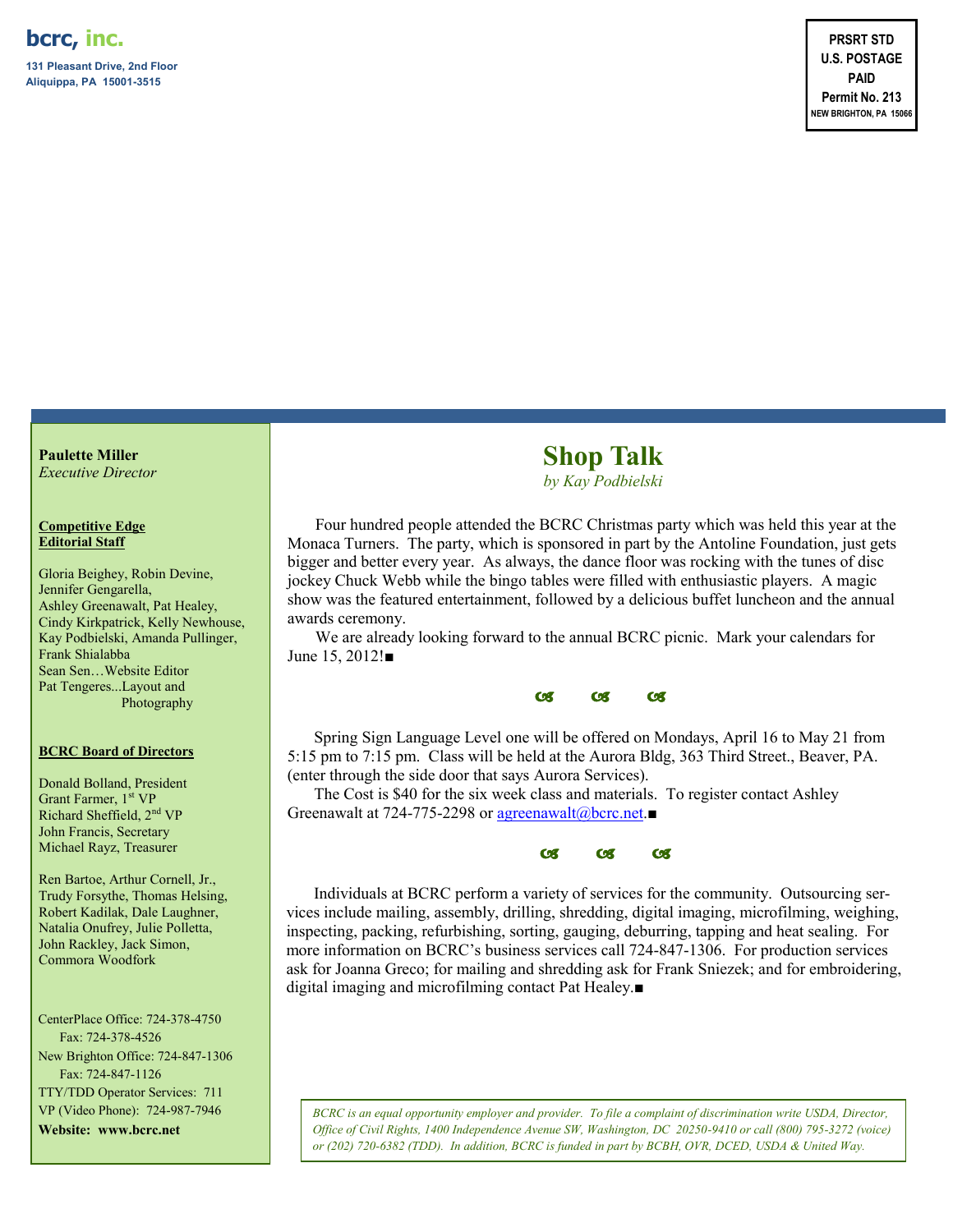**bcrc, inc.**

131 Pleasant Drive, 2nd Floor
Aliquippa, PA 15001-3515

PRSRT STD
U.S. POSTAGE
PAID
Permit No. 213
NEW BRIGHTON, PA 15066

**Paulette Miller**
*Executive Director*

**Competitive Edge Editorial Staff**

Gloria Beighey, Robin Devine, Jennifer Gengarella, Ashley Greenawalt, Pat Healey, Cindy Kirkpatrick, Kelly Newhouse, Kay Podbielski, Amanda Pullinger, Frank Shialabba
Sean Sen…Website Editor
Pat Tengeres...Layout and Photography

**BCRC Board of Directors**

Donald Bolland, President
Grant Farmer, 1st VP
Richard Sheffield, 2nd VP
John Francis, Secretary
Michael Rayz, Treasurer

Ren Bartoe, Arthur Cornell, Jr., Trudy Forsythe, Thomas Helsing, Robert Kadilak, Dale Laughner, Natalia Onufrey, Julie Polletta, John Rackley, Jack Simon, Commora Woodfork

CenterPlace Office: 724-378-4750
Fax: 724-378-4526
New Brighton Office: 724-847-1306
Fax: 724-847-1126
TTY/TDD Operator Services: 711
VP (Video Phone): 724-987-7946
**Website: www.bcrc.net**

# Shop Talk

*by Kay Podbielski*

Four hundred people attended the BCRC Christmas party which was held this year at the Monaca Turners. The party, which is sponsored in part by the Antoline Foundation, just gets bigger and better every year. As always, the dance floor was rocking with the tunes of disc jockey Chuck Webb while the bingo tables were filled with enthusiastic players. A magic show was the featured entertainment, followed by a delicious buffet luncheon and the annual awards ceremony.

We are already looking forward to the annual BCRC picnic. Mark your calendars for June 15, 2012!■

Spring Sign Language Level one will be offered on Mondays, April 16 to May 21 from 5:15 pm to 7:15 pm. Class will be held at the Aurora Bldg, 363 Third Street., Beaver, PA. (enter through the side door that says Aurora Services).

The Cost is $40 for the six week class and materials. To register contact Ashley Greenawalt at 724-775-2298 or agreenawalt@bcrc.net.■

Individuals at BCRC perform a variety of services for the community. Outsourcing services include mailing, assembly, drilling, shredding, digital imaging, microfilming, weighing, inspecting, packing, refurbishing, sorting, gauging, deburring, tapping and heat sealing. For more information on BCRC's business services call 724-847-1306. For production services ask for Joanna Greco; for mailing and shredding ask for Frank Sniezek; and for embroidering, digital imaging and microfilming contact Pat Healey.■

*BCRC is an equal opportunity employer and provider. To file a complaint of discrimination write USDA, Director, Office of Civil Rights, 1400 Independence Avenue SW, Washington, DC 20250-9410 or call (800) 795-3272 (voice) or (202) 720-6382 (TDD). In addition, BCRC is funded in part by BCBH, OVR, DCED, USDA & United Way.*